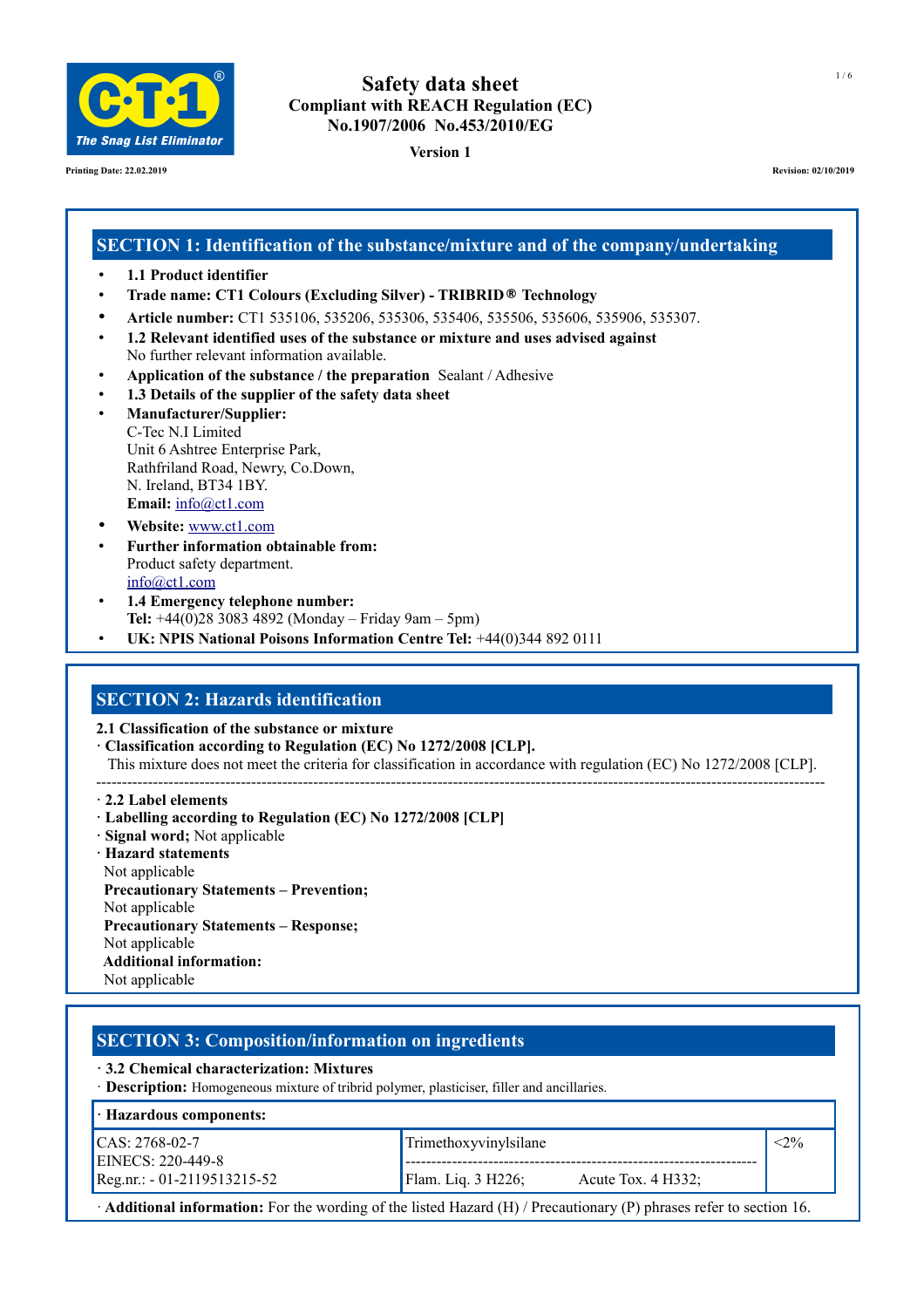# Safety data sheet
**Compliant with REACH Regulation (EC) No.1907/2006 No.453/2010/EG**

**Version 1**

**Printing Date: 22.02.2019**

**Revision: 02/10/2019**

## SECTION 1: Identification of the substance/mixture and of the company/undertaking

- **1.1 Product identifier**
- **Trade name: CT1 Colours (Excluding Silver) - TRIBRID® Technology**
- **Article number:** CT1 535106, 535206, 535306, 535406, 535506, 535606, 535906, 535307.
- **1.2 Relevant identified uses of the substance or mixture and uses advised against**
  No further relevant information available.
- **Application of the substance / the preparation** Sealant / Adhesive
- **1.3 Details of the supplier of the safety data sheet**
- **Manufacturer/Supplier:**
  C-Tec N.I Limited
  Unit 6 Ashtree Enterprise Park,
  Rathfriland Road, Newry, Co.Down,
  N. Ireland, BT34 1BY.
  **Email:** info@ct1.com
- **Website:** www.ct1.com
- **Further information obtainable from:**
  Product safety department.
  info@ct1.com
- **1.4 Emergency telephone number:**
  **Tel:** +44(0)28 3083 4892 (Monday – Friday 9am – 5pm)
- **UK: NPIS National Poisons Information Centre Tel:** +44(0)344 892 0111

## SECTION 2: Hazards identification

**2.1 Classification of the substance or mixture**

· **Classification according to Regulation (EC) No 1272/2008 [CLP].**

This mixture does not meet the criteria for classification in accordance with regulation (EC) No 1272/2008 [CLP].

· **2.2 Label elements**

· **Labelling according to Regulation (EC) No 1272/2008 [CLP]**

· **Signal word;** Not applicable

· **Hazard statements**

Not applicable

**Precautionary Statements – Prevention;**

Not applicable

**Precautionary Statements – Response;**

Not applicable

**Additional information:**

Not applicable

## SECTION 3: Composition/information on ingredients

· **3.2 Chemical characterization: Mixtures**

· **Description:** Homogeneous mixture of tribrid polymer, plasticiser, filler and ancillaries.

| · **Hazardous components:** | | |
|---|---|---|
| CAS: 2768-02-7<br>EINECS: 220-449-8<br>Reg.nr.: - 01-2119513215-52 | Trimethoxyvinylsilane<br>Flam. Liq. 3 H226; Acute Tox. 4 H332; | <2% |

· **Additional information:** For the wording of the listed Hazard (H) / Precautionary (P) phrases refer to section 16.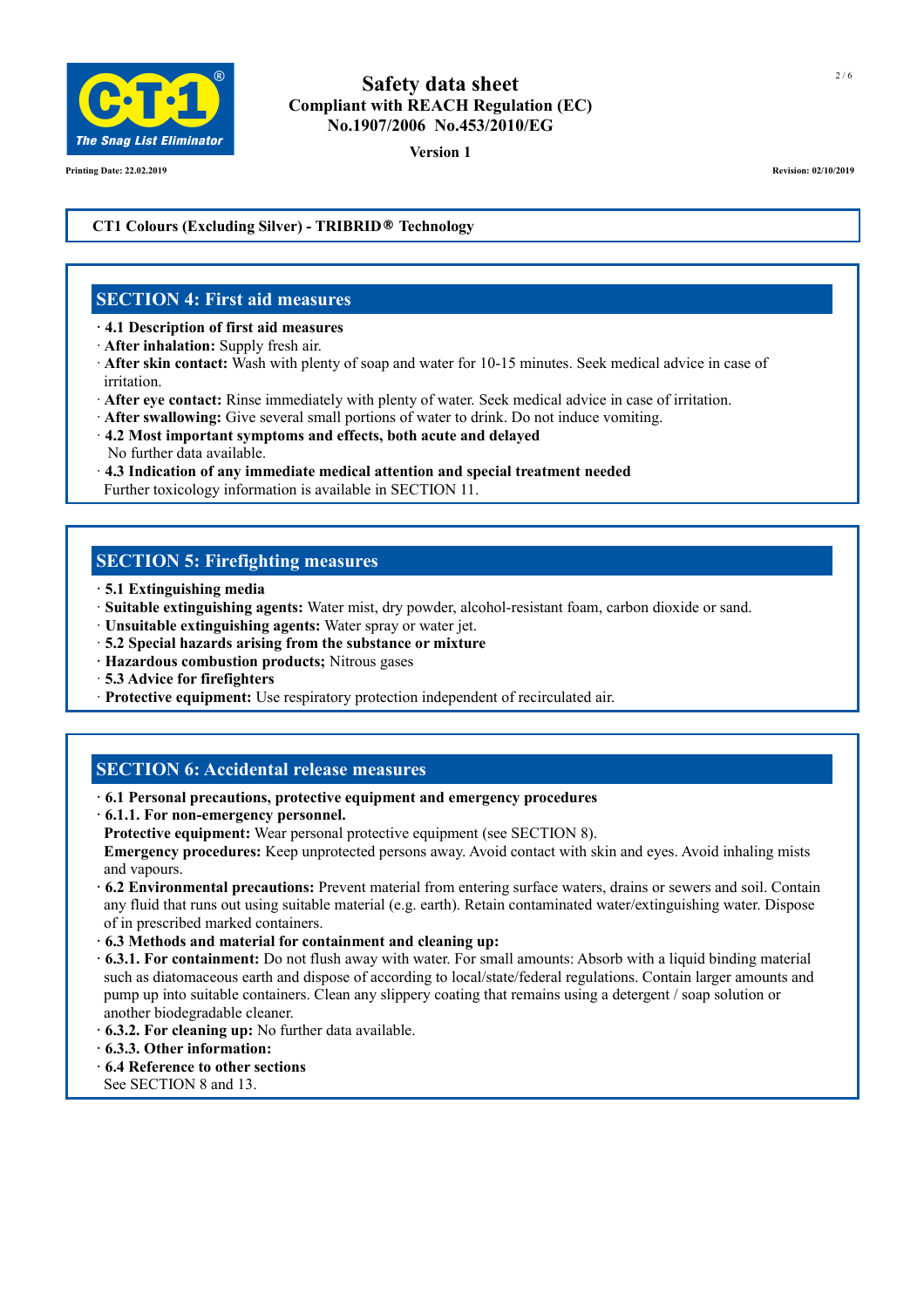**CT1 Colours (Excluding Silver) - TRIBRID® Technology**

## SECTION 4: First aid measures

· **4.1 Description of first aid measures**
· **After inhalation:** Supply fresh air.
· **After skin contact:** Wash with plenty of soap and water for 10-15 minutes. Seek medical advice in case of irritation.
· **After eye contact:** Rinse immediately with plenty of water. Seek medical advice in case of irritation.
· **After swallowing:** Give several small portions of water to drink. Do not induce vomiting.
· **4.2 Most important symptoms and effects, both acute and delayed**
No further data available.
· **4.3 Indication of any immediate medical attention and special treatment needed**
Further toxicology information is available in SECTION 11.

## SECTION 5: Firefighting measures

· **5.1 Extinguishing media**
· **Suitable extinguishing agents:** Water mist, dry powder, alcohol-resistant foam, carbon dioxide or sand.
· **Unsuitable extinguishing agents:** Water spray or water jet.
· **5.2 Special hazards arising from the substance or mixture**
· **Hazardous combustion products;** Nitrous gases
· **5.3 Advice for firefighters**
· **Protective equipment:** Use respiratory protection independent of recirculated air.

## SECTION 6: Accidental release measures

· **6.1 Personal precautions, protective equipment and emergency procedures**
· **6.1.1. For non-emergency personnel.**
**Protective equipment:** Wear personal protective equipment (see SECTION 8).
**Emergency procedures:** Keep unprotected persons away. Avoid contact with skin and eyes. Avoid inhaling mists and vapours.
· **6.2 Environmental precautions:** Prevent material from entering surface waters, drains or sewers and soil. Contain any fluid that runs out using suitable material (e.g. earth). Retain contaminated water/extinguishing water. Dispose of in prescribed marked containers.
· **6.3 Methods and material for containment and cleaning up:**
· **6.3.1. For containment:** Do not flush away with water. For small amounts: Absorb with a liquid binding material such as diatomaceous earth and dispose of according to local/state/federal regulations. Contain larger amounts and pump up into suitable containers. Clean any slippery coating that remains using a detergent / soap solution or another biodegradable cleaner.
· **6.3.2. For cleaning up:** No further data available.
· **6.3.3. Other information:**
· **6.4 Reference to other sections**
See SECTION 8 and 13.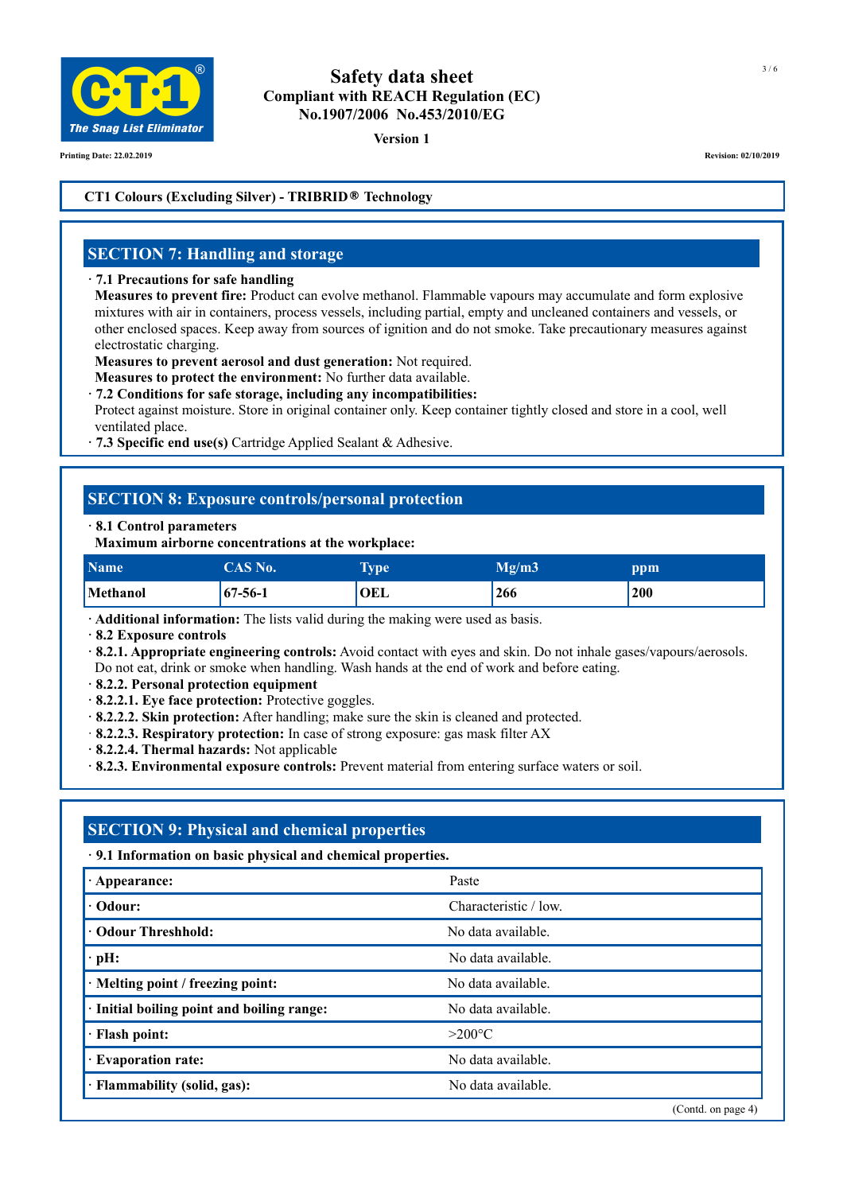**CT1 Colours (Excluding Silver) - TRIBRID® Technology**

## SECTION 7: Handling and storage

· **7.1 Precautions for safe handling**
**Measures to prevent fire:** Product can evolve methanol. Flammable vapours may accumulate and form explosive mixtures with air in containers, process vessels, including partial, empty and uncleaned containers and vessels, or other enclosed spaces. Keep away from sources of ignition and do not smoke. Take precautionary measures against electrostatic charging.
**Measures to prevent aerosol and dust generation:** Not required.
**Measures to protect the environment:** No further data available.
· **7.2 Conditions for safe storage, including any incompatibilities:**
Protect against moisture. Store in original container only. Keep container tightly closed and store in a cool, well ventilated place.
· **7.3 Specific end use(s)** Cartridge Applied Sealant & Adhesive.

## SECTION 8: Exposure controls/personal protection

· **8.1 Control parameters**
**Maximum airborne concentrations at the workplace:**

| Name | CAS No. | Type | Mg/m3 | ppm |
|---|---|---|---|---|
| Methanol | 67-56-1 | OEL | 266 | 200 |

· **Additional information:** The lists valid during the making were used as basis.
· **8.2 Exposure controls**
· **8.2.1. Appropriate engineering controls:** Avoid contact with eyes and skin. Do not inhale gases/vapours/aerosols. Do not eat, drink or smoke when handling. Wash hands at the end of work and before eating.
· **8.2.2. Personal protection equipment**
· **8.2.2.1. Eye face protection:** Protective goggles.
· **8.2.2.2. Skin protection:** After handling; make sure the skin is cleaned and protected.
· **8.2.2.3. Respiratory protection:** In case of strong exposure: gas mask filter AX
· **8.2.2.4. Thermal hazards:** Not applicable
· **8.2.3. Environmental exposure controls:** Prevent material from entering surface waters or soil.

## SECTION 9: Physical and chemical properties

· **9.1 Information on basic physical and chemical properties.**

| Property | Value |
|---|---|
| · **Appearance:** | Paste |
| · **Odour:** | Characteristic / low. |
| · **Odour Threshhold:** | No data available. |
| · **pH:** | No data available. |
| · **Melting point / freezing point:** | No data available. |
| · **Initial boiling point and boiling range:** | No data available. |
| · **Flash point:** | >200°C |
| · **Evaporation rate:** | No data available. |
| · **Flammability (solid, gas):** | No data available. |

(Contd. on page 4)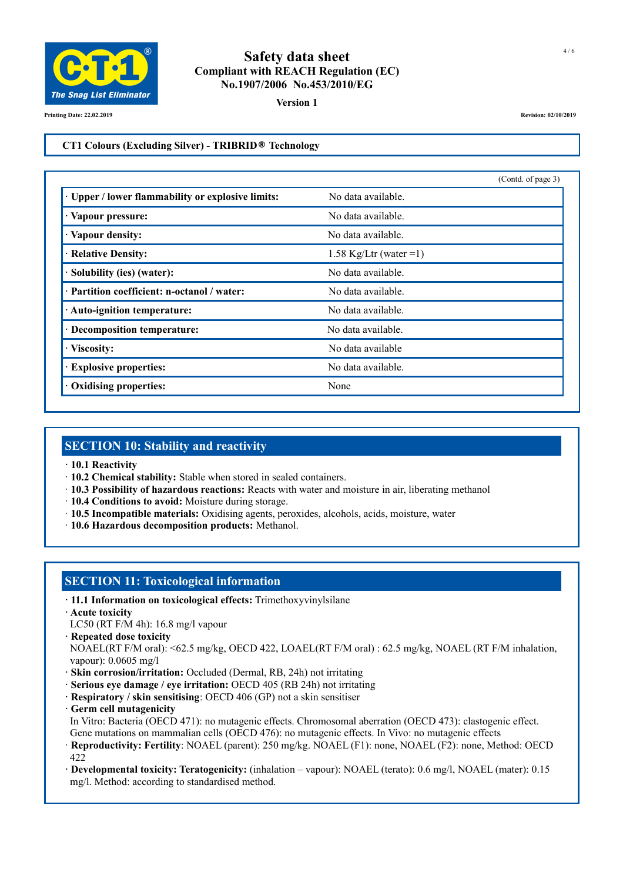(Contd. of page 3)

| Property | Value |
| --- | --- |
| · **Upper / lower flammability or explosive limits:** | No data available. |
| · **Vapour pressure:** | No data available. |
| · **Vapour density:** | No data available. |
| · **Relative Density:** | 1.58 Kg/Ltr (water =1) |
| · **Solubility (ies) (water):** | No data available. |
| · **Partition coefficient: n-octanol / water:** | No data available. |
| · **Auto-ignition temperature:** | No data available. |
| · **Decomposition temperature:** | No data available. |
| · **Viscosity:** | No data available |
| · **Explosive properties:** | No data available. |
| · **Oxidising properties:** | None |

## SECTION 10: Stability and reactivity

· **10.1 Reactivity**
· **10.2 Chemical stability:** Stable when stored in sealed containers.
· **10.3 Possibility of hazardous reactions:** Reacts with water and moisture in air, liberating methanol
· **10.4 Conditions to avoid:** Moisture during storage.
· **10.5 Incompatible materials:** Oxidising agents, peroxides, alcohols, acids, moisture, water
· **10.6 Hazardous decomposition products:** Methanol.

## SECTION 11: Toxicological information

· **11.1 Information on toxicological effects:** Trimethoxyvinylsilane
· **Acute toxicity**
LC50 (RT F/M 4h): 16.8 mg/l vapour
· **Repeated dose toxicity**
NOAEL(RT F/M oral): <62.5 mg/kg, OECD 422, LOAEL(RT F/M oral) : 62.5 mg/kg, NOAEL (RT F/M inhalation, vapour): 0.0605 mg/l
· **Skin corrosion/irritation:** Occluded (Dermal, RB, 24h) not irritating
· **Serious eye damage / eye irritation:** OECD 405 (RB 24h) not irritating
· **Respiratory / skin sensitising**: OECD 406 (GP) not a skin sensitiser
· **Germ cell mutagenicity**
In Vitro: Bacteria (OECD 471): no mutagenic effects. Chromosomal aberration (OECD 473): clastogenic effect. Gene mutations on mammalian cells (OECD 476): no mutagenic effects. In Vivo: no mutagenic effects
· **Reproductivity: Fertility**: NOAEL (parent): 250 mg/kg. NOAEL (F1): none, NOAEL (F2): none, Method: OECD 422
· **Developmental toxicity: Teratogenicity:** (inhalation – vapour): NOAEL (terato): 0.6 mg/l, NOAEL (mater): 0.15 mg/l. Method: according to standardised method.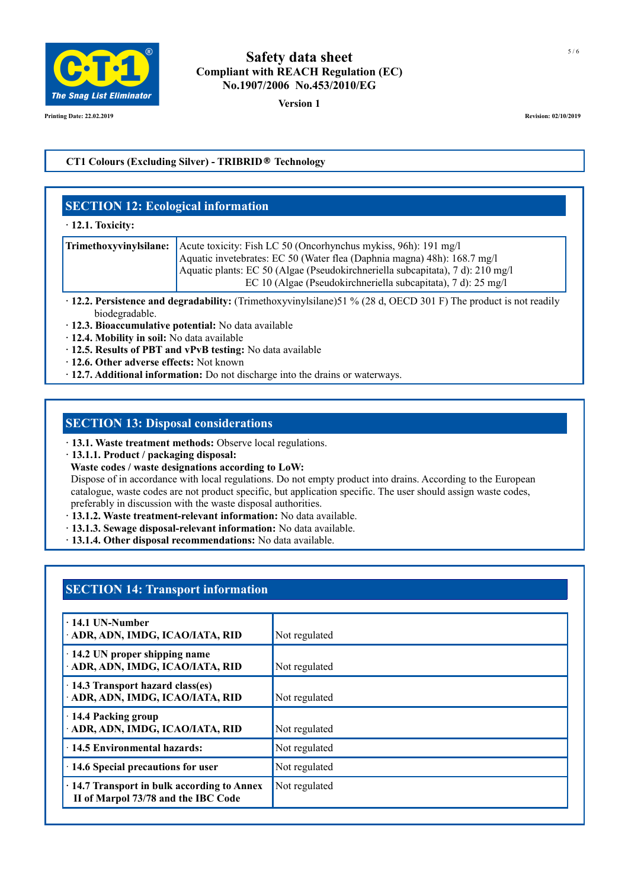**CT1 Colours (Excluding Silver) - TRIBRID® Technology**

## SECTION 12: Ecological information

· **12.1. Toxicity:**

| **Trimethoxyvinylsilane:** | Acute toxicity: Fish LC 50 (Oncorhynchus mykiss, 96h): 191 mg/l<br>Aquatic invetebrates: EC 50 (Water flea (Daphnia magna) 48h): 168.7 mg/l<br>Aquatic plants: EC 50 (Algae (Pseudokirchneriella subcapitata), 7 d): 210 mg/l<br>EC 10 (Algae (Pseudokirchneriella subcapitata), 7 d): 25 mg/l |
|---|---|

· **12.2. Persistence and degradability:** (Trimethoxyvinylsilane)51 % (28 d, OECD 301 F) The product is not readily biodegradable.
· **12.3. Bioaccumulative potential:** No data available
· **12.4. Mobility in soil:** No data available
· **12.5. Results of PBT and vPvB testing:** No data available
· **12.6. Other adverse effects:** Not known
· **12.7. Additional information:** Do not discharge into the drains or waterways.

## SECTION 13: Disposal considerations

· **13.1. Waste treatment methods:** Observe local regulations.
· **13.1.1. Product / packaging disposal:**
**Waste codes / waste designations according to LoW:**
Dispose of in accordance with local regulations. Do not empty product into drains. According to the European catalogue, waste codes are not product specific, but application specific. The user should assign waste codes, preferably in discussion with the waste disposal authorities.
· **13.1.2. Waste treatment-relevant information:** No data available.
· **13.1.3. Sewage disposal-relevant information:** No data available.
· **13.1.4. Other disposal recommendations:** No data available.

## SECTION 14: Transport information

| | |
|---|---|
| · **14.1 UN-Number**<br>· **ADR, ADN, IMDG, ICAO/IATA, RID** | Not regulated |
| · **14.2 UN proper shipping name**<br>· **ADR, ADN, IMDG, ICAO/IATA, RID** | Not regulated |
| · **14.3 Transport hazard class(es)**<br>· **ADR, ADN, IMDG, ICAO/IATA, RID** | Not regulated |
| · **14.4 Packing group**<br>· **ADR, ADN, IMDG, ICAO/IATA, RID** | Not regulated |
| · **14.5 Environmental hazards:** | Not regulated |
| · **14.6 Special precautions for user** | Not regulated |
| · **14.7 Transport in bulk according to Annex II of Marpol 73/78 and the IBC Code** | Not regulated |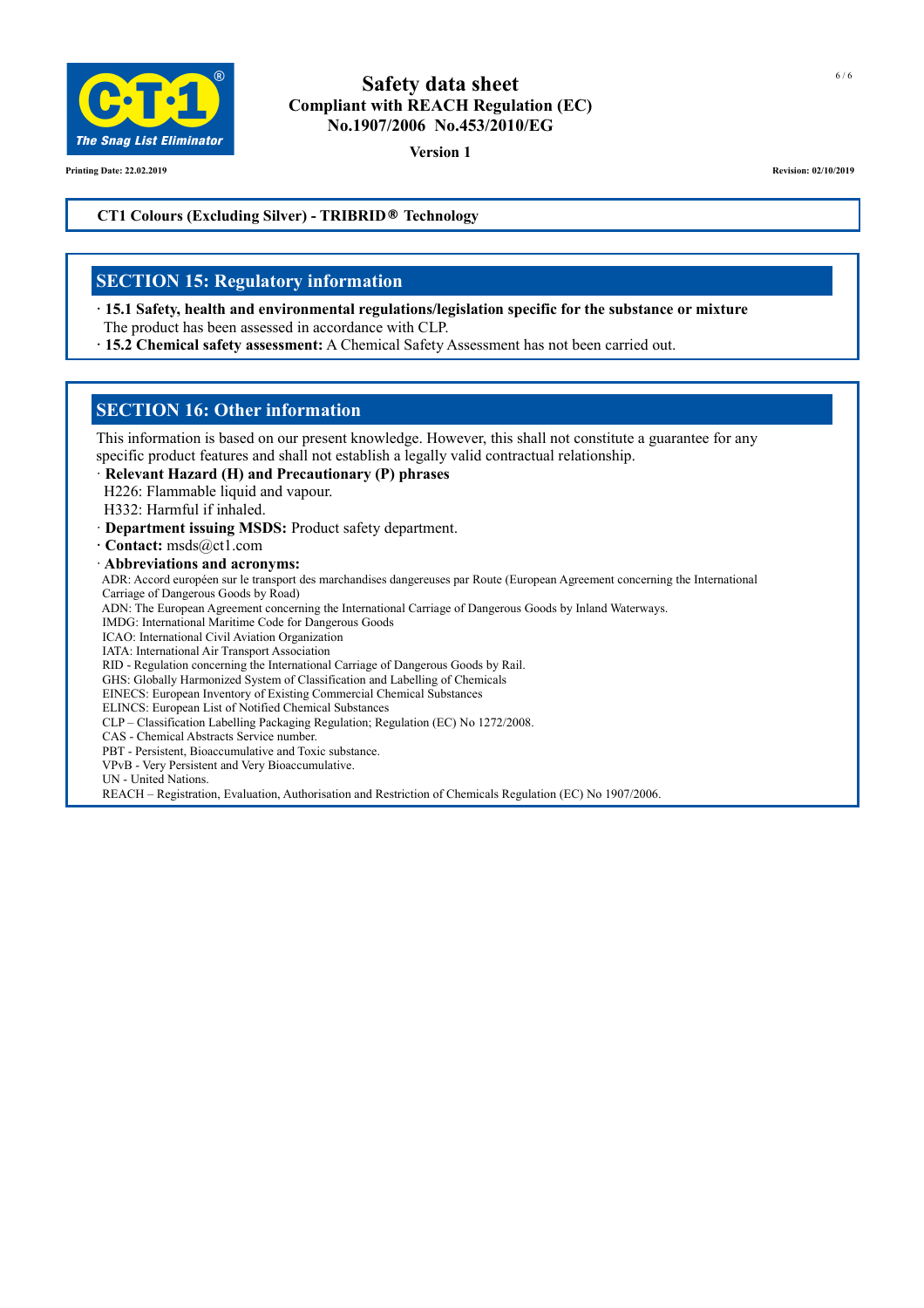**CT1 Colours (Excluding Silver) - TRIBRID® Technology**

## SECTION 15: Regulatory information

· **15.1 Safety, health and environmental regulations/legislation specific for the substance or mixture**
The product has been assessed in accordance with CLP.
· **15.2 Chemical safety assessment:** A Chemical Safety Assessment has not been carried out.

## SECTION 16: Other information

This information is based on our present knowledge. However, this shall not constitute a guarantee for any specific product features and shall not establish a legally valid contractual relationship.

· **Relevant Hazard (H) and Precautionary (P) phrases**
H226: Flammable liquid and vapour.
H332: Harmful if inhaled.

· **Department issuing MSDS:** Product safety department.

· **Contact:** msds@ct1.com

· **Abbreviations and acronyms:**
ADR: Accord européen sur le transport des marchandises dangereuses par Route (European Agreement concerning the International Carriage of Dangerous Goods by Road)
ADN: The European Agreement concerning the International Carriage of Dangerous Goods by Inland Waterways.
IMDG: International Maritime Code for Dangerous Goods
ICAO: International Civil Aviation Organization
IATA: International Air Transport Association
RID - Regulation concerning the International Carriage of Dangerous Goods by Rail.
GHS: Globally Harmonized System of Classification and Labelling of Chemicals
EINECS: European Inventory of Existing Commercial Chemical Substances
ELINCS: European List of Notified Chemical Substances
CLP – Classification Labelling Packaging Regulation; Regulation (EC) No 1272/2008.
CAS - Chemical Abstracts Service number.
PBT - Persistent, Bioaccumulative and Toxic substance.
VPvB - Very Persistent and Very Bioaccumulative.
UN - United Nations.
REACH – Registration, Evaluation, Authorisation and Restriction of Chemicals Regulation (EC) No 1907/2006.